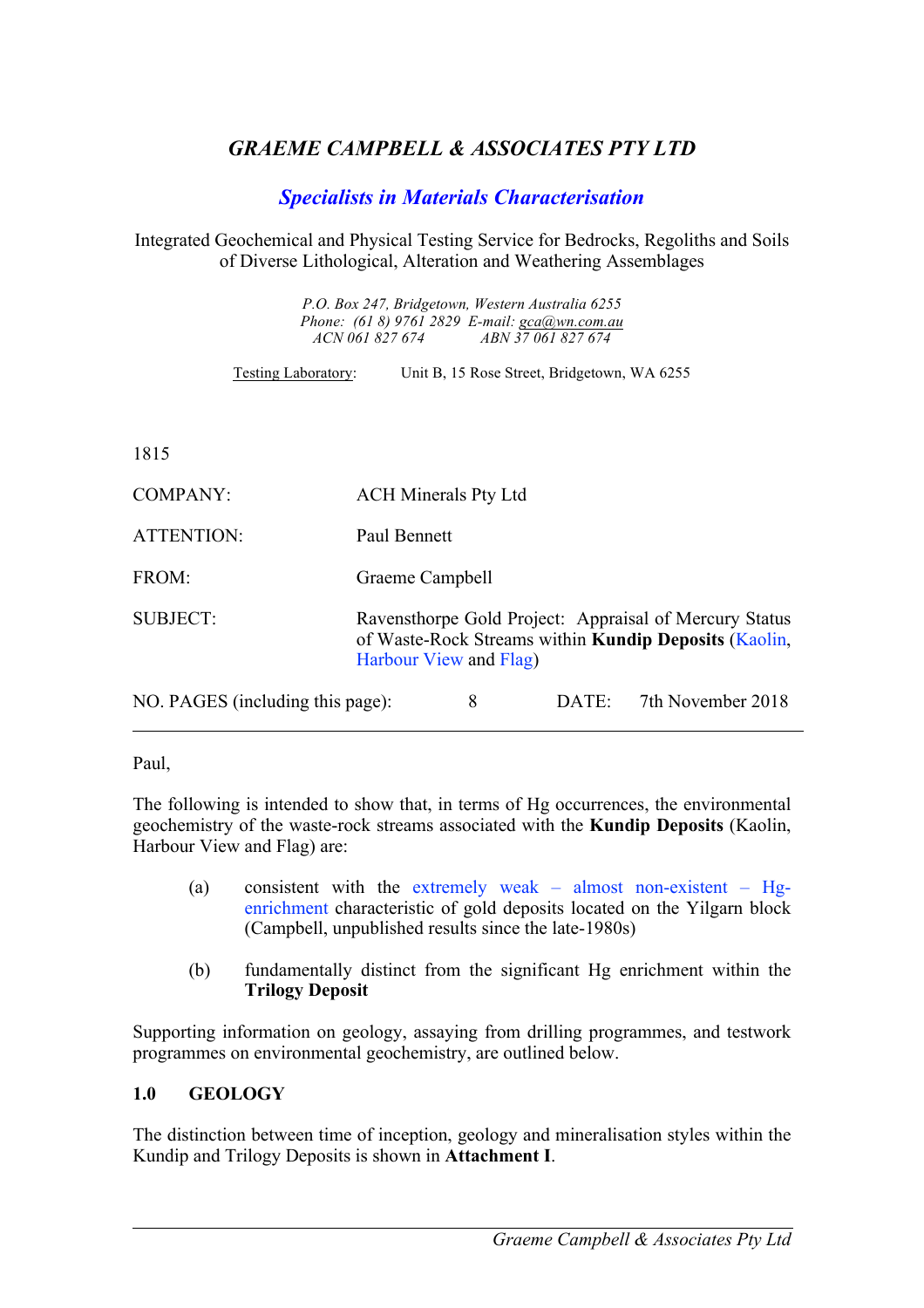# *GRAEME CAMPBELL & ASSOCIATES PTY LTD*

## *Specialists in Materials Characterisation*

Integrated Geochemical and Physical Testing Service for Bedrocks, Regoliths and Soils of Diverse Lithological, Alteration and Weathering Assemblages

*P.O. Box 247, Bridgetown, Western Australia 6255*
*Phone: (61 8) 9761 2829 E-mail: gca@wn.com.au*
*ACN 061 827 674 ABN 37 061 827 674*

Testing Laboratory: Unit B, 15 Rose Street, Bridgetown, WA 6255

1815

COMPANY: ACH Minerals Pty Ltd

ATTENTION: Paul Bennett

FROM: Graeme Campbell

SUBJECT: Ravensthorpe Gold Project: Appraisal of Mercury Status of Waste-Rock Streams within **Kundip Deposits** (Kaolin, Harbour View and Flag)

NO. PAGES (including this page): 8 DATE: 7th November 2018

---

Paul,

The following is intended to show that, in terms of Hg occurrences, the environmental geochemistry of the waste-rock streams associated with the **Kundip Deposits** (Kaolin, Harbour View and Flag) are:

(a) consistent with the extremely weak – almost non-existent – Hg-enrichment characteristic of gold deposits located on the Yilgarn block (Campbell, unpublished results since the late-1980s)

(b) fundamentally distinct from the significant Hg enrichment within the **Trilogy Deposit**

Supporting information on geology, assaying from drilling programmes, and testwork programmes on environmental geochemistry, are outlined below.

## 1.0 GEOLOGY

The distinction between time of inception, geology and mineralisation styles within the Kundip and Trilogy Deposits is shown in **Attachment I**.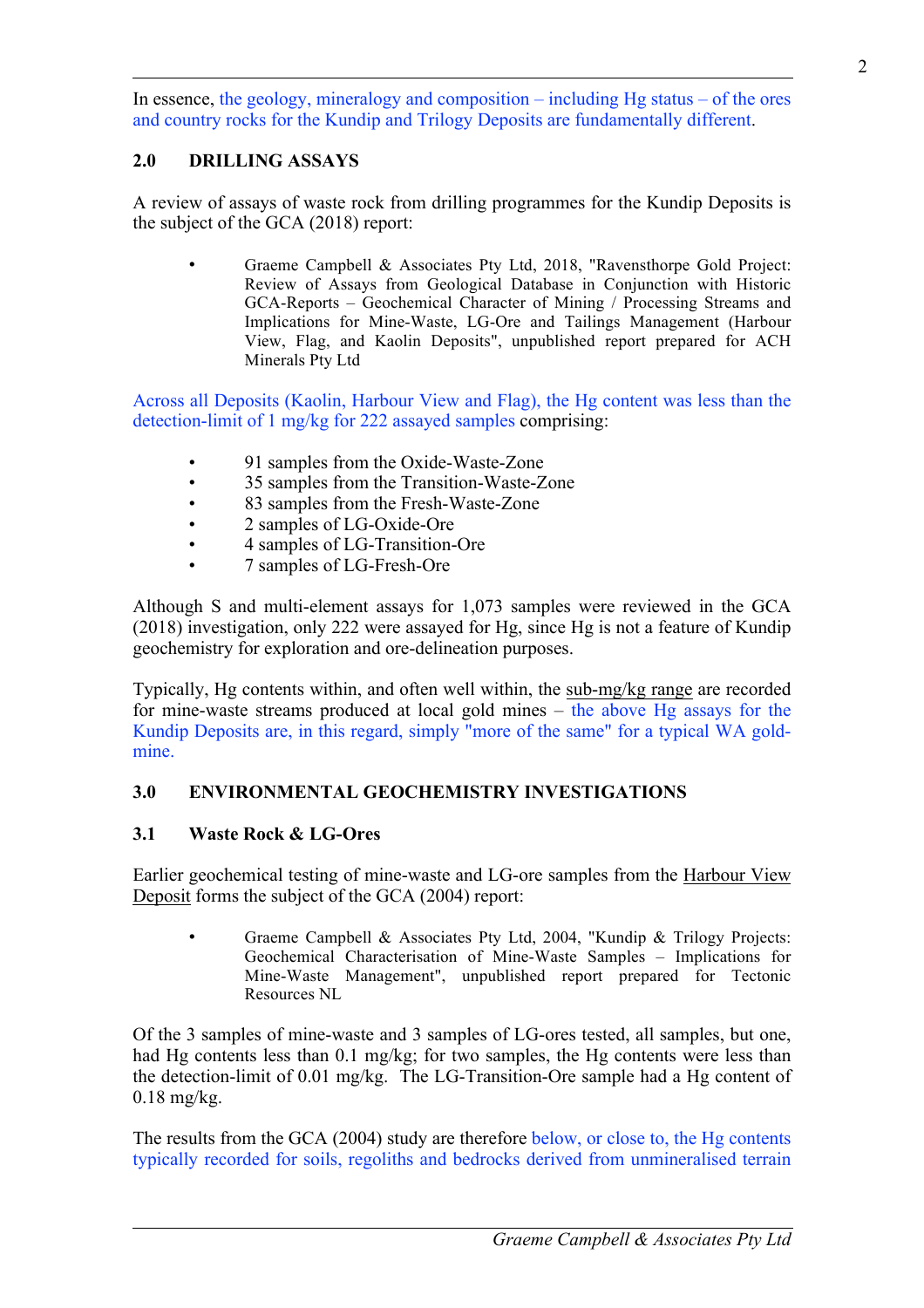In essence, the geology, mineralogy and composition – including Hg status – of the ores and country rocks for the Kundip and Trilogy Deposits are fundamentally different.

## 2.0 DRILLING ASSAYS

A review of assays of waste rock from drilling programmes for the Kundip Deposits is the subject of the GCA (2018) report:

- Graeme Campbell & Associates Pty Ltd, 2018, "Ravensthorpe Gold Project: Review of Assays from Geological Database in Conjunction with Historic GCA-Reports – Geochemical Character of Mining / Processing Streams and Implications for Mine-Waste, LG-Ore and Tailings Management (Harbour View, Flag, and Kaolin Deposits", unpublished report prepared for ACH Minerals Pty Ltd

Across all Deposits (Kaolin, Harbour View and Flag), the Hg content was less than the detection-limit of 1 mg/kg for 222 assayed samples comprising:

- 91 samples from the Oxide-Waste-Zone
- 35 samples from the Transition-Waste-Zone
- 83 samples from the Fresh-Waste-Zone
- 2 samples of LG-Oxide-Ore
- 4 samples of LG-Transition-Ore
- 7 samples of LG-Fresh-Ore

Although S and multi-element assays for 1,073 samples were reviewed in the GCA (2018) investigation, only 222 were assayed for Hg, since Hg is not a feature of Kundip geochemistry for exploration and ore-delineation purposes.

Typically, Hg contents within, and often well within, the sub-mg/kg range are recorded for mine-waste streams produced at local gold mines – the above Hg assays for the Kundip Deposits are, in this regard, simply "more of the same" for a typical WA gold-mine.

## 3.0 ENVIRONMENTAL GEOCHEMISTRY INVESTIGATIONS

### 3.1 Waste Rock & LG-Ores

Earlier geochemical testing of mine-waste and LG-ore samples from the Harbour View Deposit forms the subject of the GCA (2004) report:

- Graeme Campbell & Associates Pty Ltd, 2004, "Kundip & Trilogy Projects: Geochemical Characterisation of Mine-Waste Samples – Implications for Mine-Waste Management", unpublished report prepared for Tectonic Resources NL

Of the 3 samples of mine-waste and 3 samples of LG-ores tested, all samples, but one, had Hg contents less than 0.1 mg/kg; for two samples, the Hg contents were less than the detection-limit of 0.01 mg/kg. The LG-Transition-Ore sample had a Hg content of 0.18 mg/kg.

The results from the GCA (2004) study are therefore below, or close to, the Hg contents typically recorded for soils, regoliths and bedrocks derived from unmineralised terrain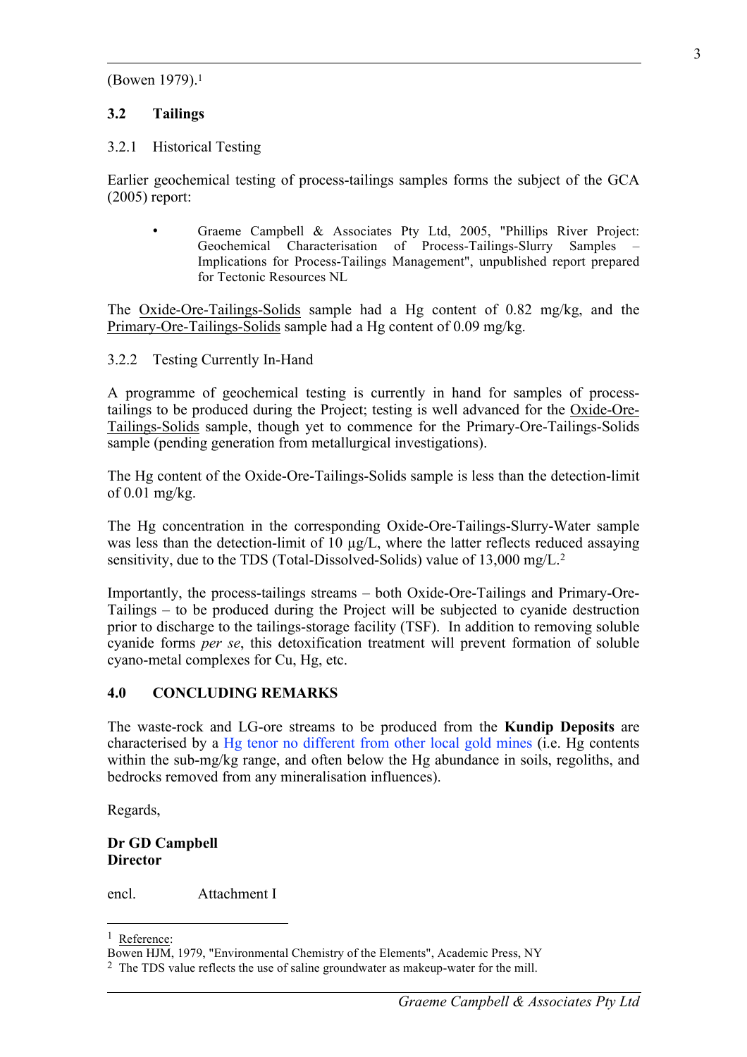(Bowen 1979).[1]

## 3.2 Tailings

### 3.2.1 Historical Testing

Earlier geochemical testing of process-tailings samples forms the subject of the GCA (2005) report:

- Graeme Campbell & Associates Pty Ltd, 2005, "Phillips River Project: Geochemical Characterisation of Process-Tailings-Slurry Samples – Implications for Process-Tailings Management", unpublished report prepared for Tectonic Resources NL

The Oxide-Ore-Tailings-Solids sample had a Hg content of 0.82 mg/kg, and the Primary-Ore-Tailings-Solids sample had a Hg content of 0.09 mg/kg.

### 3.2.2 Testing Currently In-Hand

A programme of geochemical testing is currently in hand for samples of process-tailings to be produced during the Project; testing is well advanced for the Oxide-Ore-Tailings-Solids sample, though yet to commence for the Primary-Ore-Tailings-Solids sample (pending generation from metallurgical investigations).

The Hg content of the Oxide-Ore-Tailings-Solids sample is less than the detection-limit of 0.01 mg/kg.

The Hg concentration in the corresponding Oxide-Ore-Tailings-Slurry-Water sample was less than the detection-limit of 10 µg/L, where the latter reflects reduced assaying sensitivity, due to the TDS (Total-Dissolved-Solids) value of 13,000 mg/L.[2]

Importantly, the process-tailings streams – both Oxide-Ore-Tailings and Primary-Ore-Tailings – to be produced during the Project will be subjected to cyanide destruction prior to discharge to the tailings-storage facility (TSF). In addition to removing soluble cyanide forms *per se*, this detoxification treatment will prevent formation of soluble cyano-metal complexes for Cu, Hg, etc.

## 4.0 CONCLUDING REMARKS

The waste-rock and LG-ore streams to be produced from the **Kundip Deposits** are characterised by a Hg tenor no different from other local gold mines (i.e. Hg contents within the sub-mg/kg range, and often below the Hg abundance in soils, regoliths, and bedrocks removed from any mineralisation influences).

Regards,

**Dr GD Campbell**
**Director**

encl. Attachment I

---

[1] Reference:
Bowen HJM, 1979, "Environmental Chemistry of the Elements", Academic Press, NY

[2] The TDS value reflects the use of saline groundwater as makeup-water for the mill.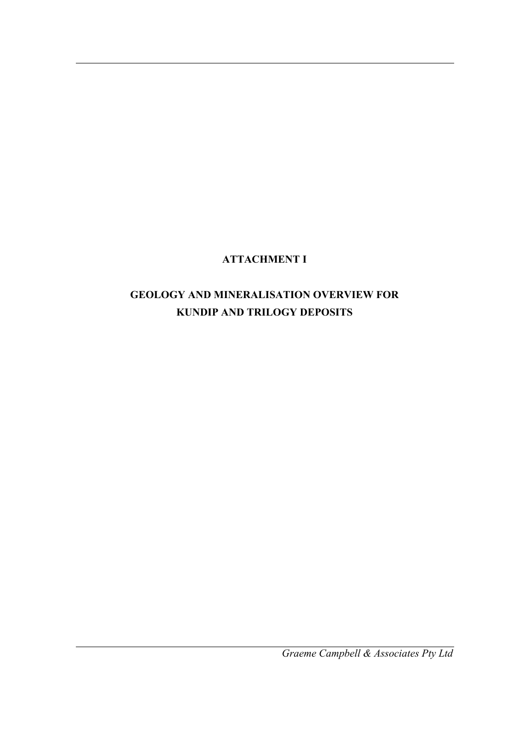# ATTACHMENT I

## GEOLOGY AND MINERALISATION OVERVIEW FOR KUNDIP AND TRILOGY DEPOSITS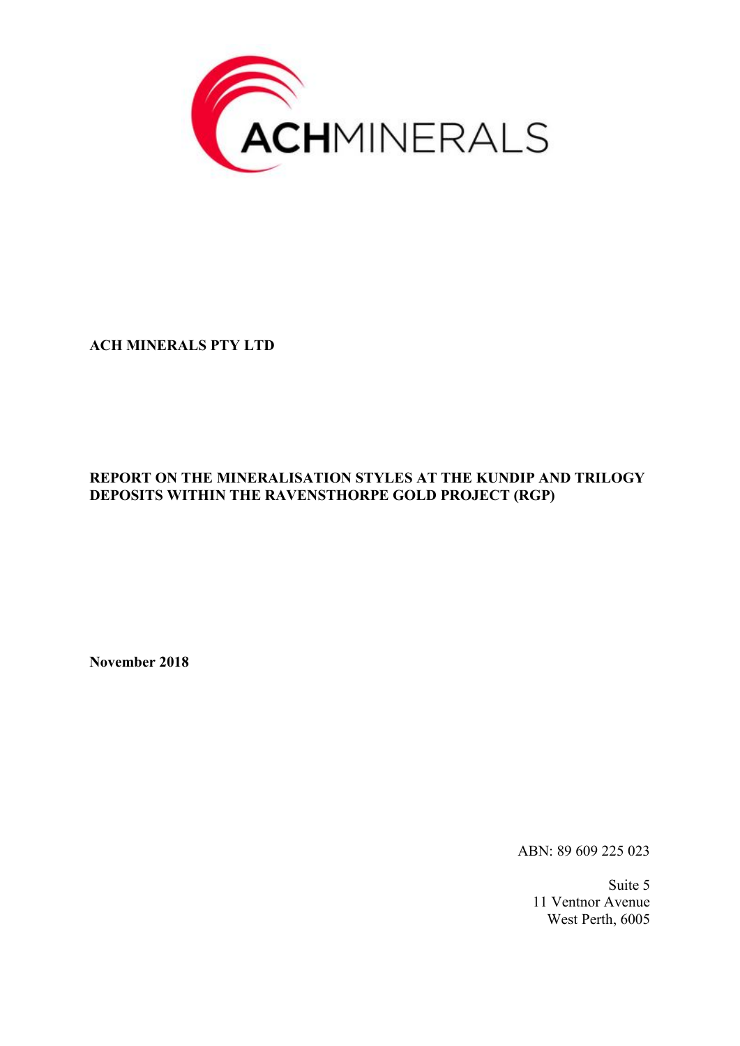**ACH MINERALS PTY LTD**

**REPORT ON THE MINERALISATION STYLES AT THE KUNDIP AND TRILOGY DEPOSITS WITHIN THE RAVENSTHORPE GOLD PROJECT (RGP)**

**November 2018**

ABN: 89 609 225 023

Suite 5
11 Ventnor Avenue
West Perth, 6005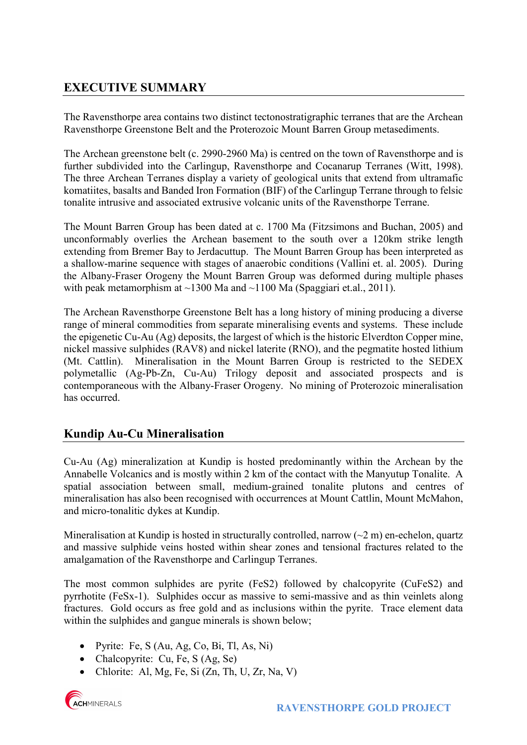# EXECUTIVE SUMMARY

The Ravensthorpe area contains two distinct tectonostratigraphic terranes that are the Archean Ravensthorpe Greenstone Belt and the Proterozoic Mount Barren Group metasediments.

The Archean greenstone belt (c. 2990-2960 Ma) is centred on the town of Ravensthorpe and is further subdivided into the Carlingup, Ravensthorpe and Cocanarup Terranes (Witt, 1998). The three Archean Terranes display a variety of geological units that extend from ultramafic komatiites, basalts and Banded Iron Formation (BIF) of the Carlingup Terrane through to felsic tonalite intrusive and associated extrusive volcanic units of the Ravensthorpe Terrane.

The Mount Barren Group has been dated at c. 1700 Ma (Fitzsimons and Buchan, 2005) and unconformably overlies the Archean basement to the south over a 120km strike length extending from Bremer Bay to Jerdacuttup. The Mount Barren Group has been interpreted as a shallow-marine sequence with stages of anaerobic conditions (Vallini et. al. 2005). During the Albany-Fraser Orogeny the Mount Barren Group was deformed during multiple phases with peak metamorphism at ~1300 Ma and ~1100 Ma (Spaggiari et.al., 2011).

The Archean Ravensthorpe Greenstone Belt has a long history of mining producing a diverse range of mineral commodities from separate mineralising events and systems. These include the epigenetic Cu-Au (Ag) deposits, the largest of which is the historic Elverdton Copper mine, nickel massive sulphides (RAV8) and nickel laterite (RNO), and the pegmatite hosted lithium (Mt. Cattlin). Mineralisation in the Mount Barren Group is restricted to the SEDEX polymetallic (Ag-Pb-Zn, Cu-Au) Trilogy deposit and associated prospects and is contemporaneous with the Albany-Fraser Orogeny. No mining of Proterozoic mineralisation has occurred.

## Kundip Au-Cu Mineralisation

Cu-Au (Ag) mineralization at Kundip is hosted predominantly within the Archean by the Annabelle Volcanics and is mostly within 2 km of the contact with the Manyutup Tonalite. A spatial association between small, medium-grained tonalite plutons and centres of mineralisation has also been recognised with occurrences at Mount Cattlin, Mount McMahon, and micro-tonalitic dykes at Kundip.

Mineralisation at Kundip is hosted in structurally controlled, narrow (~2 m) en-echelon, quartz and massive sulphide veins hosted within shear zones and tensional fractures related to the amalgamation of the Ravensthorpe and Carlingup Terranes.

The most common sulphides are pyrite ($FeS_2$) followed by chalcopyrite ($CuFeS_2$) and pyrrhotite ($FeS_{x-1}$). Sulphides occur as massive to semi-massive and as thin veinlets along fractures. Gold occurs as free gold and as inclusions within the pyrite. Trace element data within the sulphides and gangue minerals is shown below;

- Pyrite: Fe, S (Au, Ag, Co, Bi, Tl, As, Ni)
- Chalcopyrite: Cu, Fe, S (Ag, Se)
- Chlorite: Al, Mg, Fe, Si (Zn, Th, U, Zr, Na, V)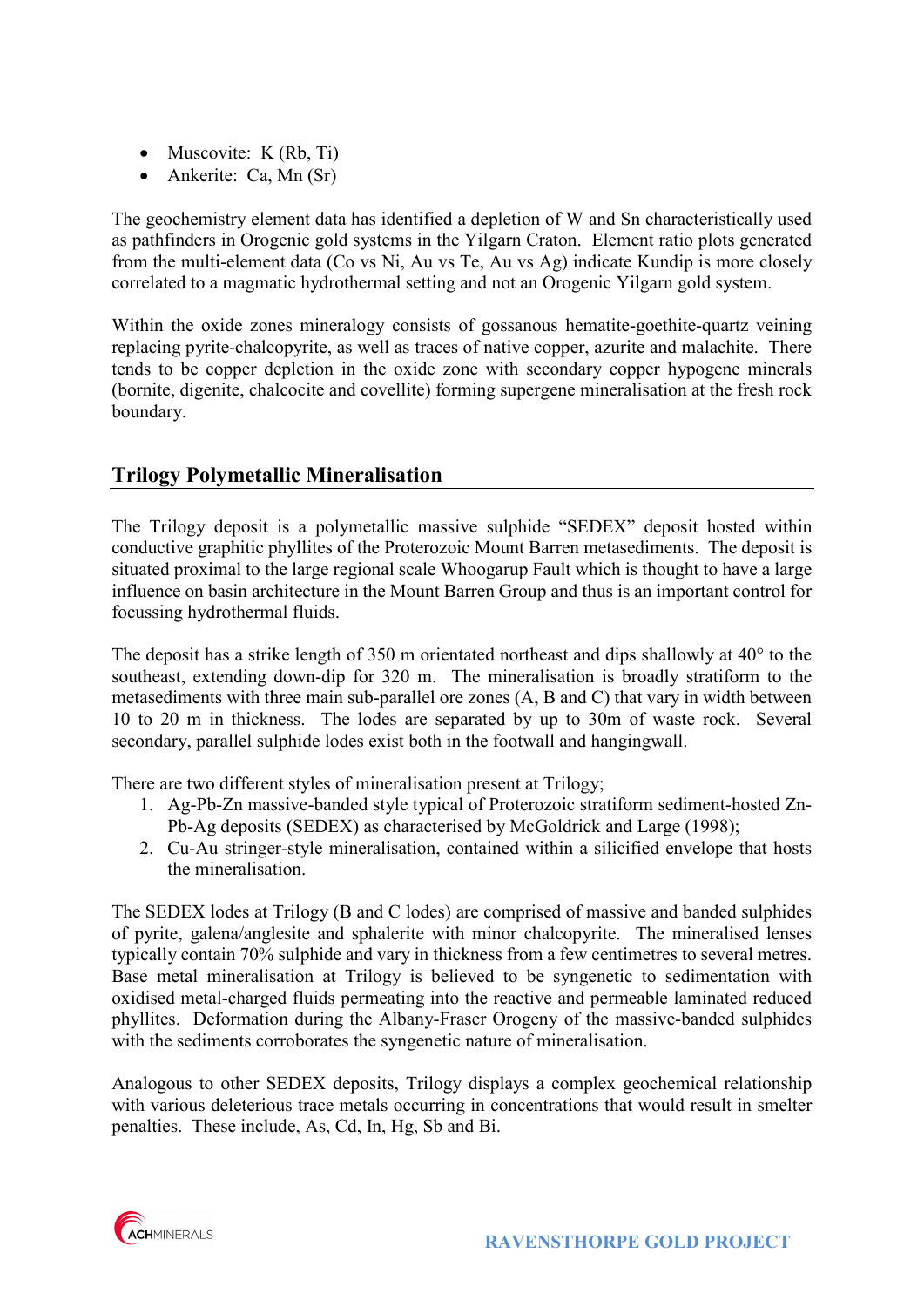- Muscovite: K (Rb, Ti)
- Ankerite: Ca, Mn (Sr)

The geochemistry element data has identified a depletion of W and Sn characteristically used as pathfinders in Orogenic gold systems in the Yilgarn Craton. Element ratio plots generated from the multi-element data (Co vs Ni, Au vs Te, Au vs Ag) indicate Kundip is more closely correlated to a magmatic hydrothermal setting and not an Orogenic Yilgarn gold system.

Within the oxide zones mineralogy consists of gossanous hematite-goethite-quartz veining replacing pyrite-chalcopyrite, as well as traces of native copper, azurite and malachite. There tends to be copper depletion in the oxide zone with secondary copper hypogene minerals (bornite, digenite, chalcocite and covellite) forming supergene mineralisation at the fresh rock boundary.

## Trilogy Polymetallic Mineralisation

The Trilogy deposit is a polymetallic massive sulphide "SEDEX" deposit hosted within conductive graphitic phyllites of the Proterozoic Mount Barren metasediments. The deposit is situated proximal to the large regional scale Whoogarup Fault which is thought to have a large influence on basin architecture in the Mount Barren Group and thus is an important control for focussing hydrothermal fluids.

The deposit has a strike length of 350 m orientated northeast and dips shallowly at 40° to the southeast, extending down-dip for 320 m. The mineralisation is broadly stratiform to the metasediments with three main sub-parallel ore zones (A, B and C) that vary in width between 10 to 20 m in thickness. The lodes are separated by up to 30m of waste rock. Several secondary, parallel sulphide lodes exist both in the footwall and hangingwall.

There are two different styles of mineralisation present at Trilogy;

1. Ag-Pb-Zn massive-banded style typical of Proterozoic stratiform sediment-hosted Zn-Pb-Ag deposits (SEDEX) as characterised by McGoldrick and Large (1998);
2. Cu-Au stringer-style mineralisation, contained within a silicified envelope that hosts the mineralisation.

The SEDEX lodes at Trilogy (B and C lodes) are comprised of massive and banded sulphides of pyrite, galena/anglesite and sphalerite with minor chalcopyrite. The mineralised lenses typically contain 70% sulphide and vary in thickness from a few centimetres to several metres. Base metal mineralisation at Trilogy is believed to be syngenetic to sedimentation with oxidised metal-charged fluids permeating into the reactive and permeable laminated reduced phyllites. Deformation during the Albany-Fraser Orogeny of the massive-banded sulphides with the sediments corroborates the syngenetic nature of mineralisation.

Analogous to other SEDEX deposits, Trilogy displays a complex geochemical relationship with various deleterious trace metals occurring in concentrations that would result in smelter penalties. These include, As, Cd, In, Hg, Sb and Bi.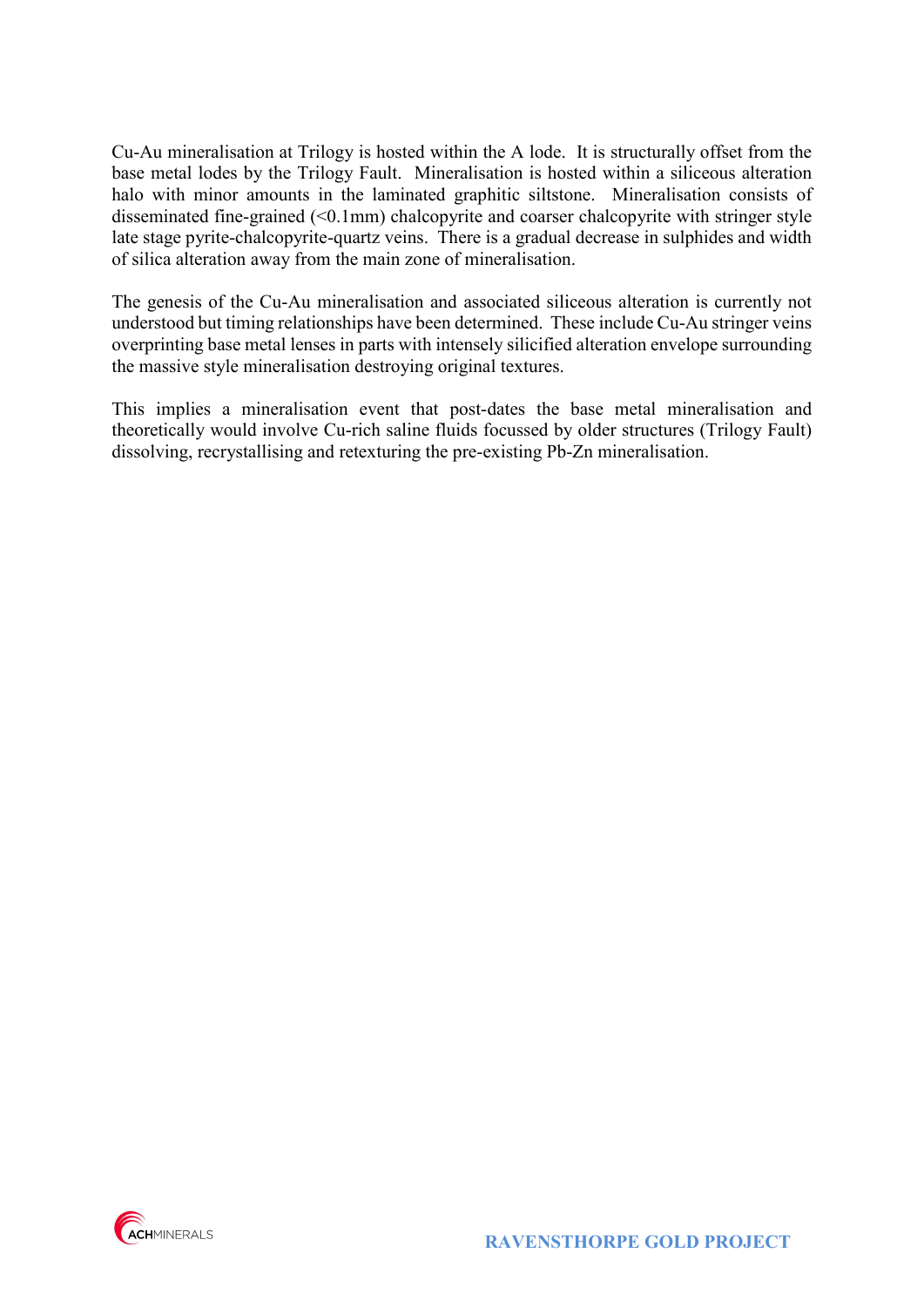Cu-Au mineralisation at Trilogy is hosted within the A lode. It is structurally offset from the base metal lodes by the Trilogy Fault. Mineralisation is hosted within a siliceous alteration halo with minor amounts in the laminated graphitic siltstone. Mineralisation consists of disseminated fine-grained (<0.1mm) chalcopyrite and coarser chalcopyrite with stringer style late stage pyrite-chalcopyrite-quartz veins. There is a gradual decrease in sulphides and width of silica alteration away from the main zone of mineralisation.

The genesis of the Cu-Au mineralisation and associated siliceous alteration is currently not understood but timing relationships have been determined. These include Cu-Au stringer veins overprinting base metal lenses in parts with intensely silicified alteration envelope surrounding the massive style mineralisation destroying original textures.

This implies a mineralisation event that post-dates the base metal mineralisation and theoretically would involve Cu-rich saline fluids focussed by older structures (Trilogy Fault) dissolving, recrystallising and retexturing the pre-existing Pb-Zn mineralisation.